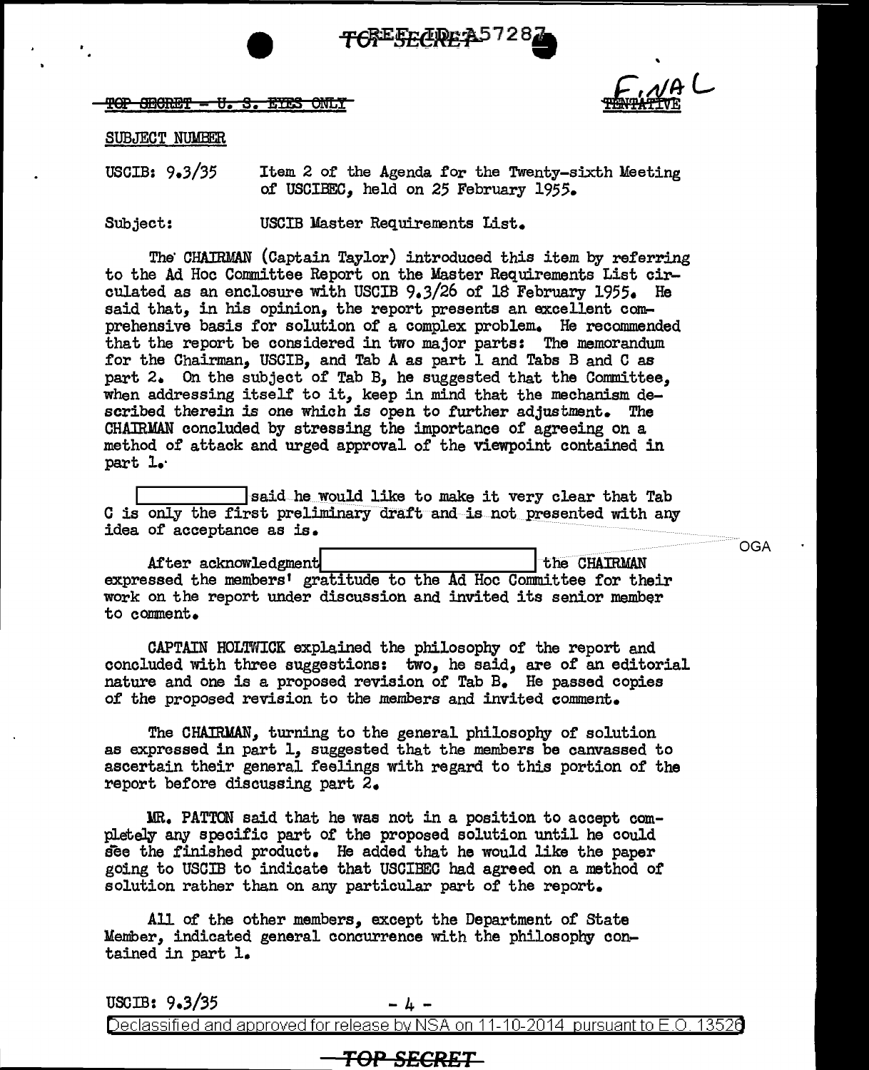TOP SECRET - U. S. EYES ONLY

FINAL

SUBJECT NUMBER

USCIB: 9.3/35 Item 2 of the Agenda for the Twenty-sixth Meeting of USCIBEC, held on 25 February 1955.

Subject: USCIB Master Requirements List.

The CHAIRMAN (Captain Taylor) introduced this item by referring to the Ad Hoc Committee Report on the Master Requirements List circulated as an enclosure with USCIB 9.3/26 of 18 February 1955. He said that, in his opinion, the report presents an excellent comprehensive basis for solution of a complex problem. He recommended that the report be considered in two major parts: The memorandum for the Chairman, USCIB, and Tab A as part 1 and Tabs B and C as part 2. On the subject of Tab B, he suggested that the Committee, when addressing itself to it, keep in mind that the mechanism described therein is one which is open to further adjustment. The CHAIRMAN concluded by stressing the importance of agreeing on a method of attack and urged approval of the viewpoint contained in part 1.

[REDACTED] said he would like to make it very clear that Tab C is only the first preliminary draft and is not presented with any idea of acceptance as is.

After acknowledgment [REDACTED] the CHAIRMAN expressed the members' gratitude to the Ad Hoc Committee for their work on the report under discussion and invited its senior member to comment.

OGA

CAPTAIN HOLTWICK explained the philosophy of the report and concluded with three suggestions: two, he said, are of an editorial nature and one is a proposed revision of Tab B. He passed copies of the proposed revision to the members and invited comment.

The CHAIRMAN, turning to the general philosophy of solution as expressed in part 1, suggested that the members be canvassed to ascertain their general feelings with regard to this portion of the report before discussing part 2.

MR. PATTON said that he was not in a position to accept completely any specific part of the proposed solution until he could see the finished product. He added that he would like the paper going to USCIB to indicate that USCIBEC had agreed on a method of solution rather than on any particular part of the report.

All of the other members, except the Department of State Member, indicated general concurrence with the philosophy contained in part 1.

USCIB: 9.3/35

Declassified and approved for release by NSA on 11-10-2014 pursuant to E.O. 13526

TOP SECRET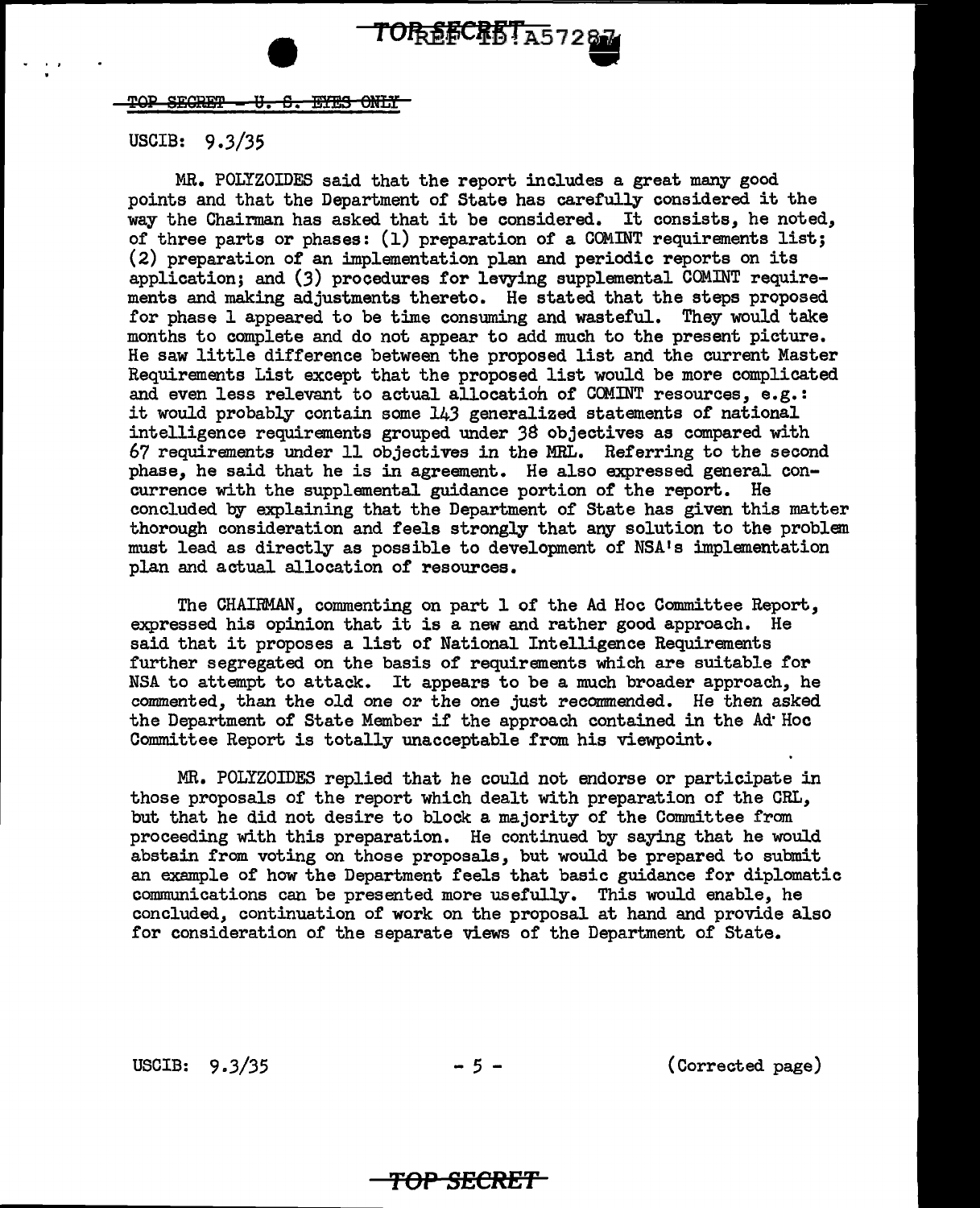USCIB: 9.3/35

MR. POLYZOIDES said that the report includes a great many good points and that the Department of State has carefully considered it the way the Chairman has asked that it be considered. It consists, he noted, of three parts or phases: (1) preparation of a COMINT requirements list; (2) preparation of an implementation plan and periodic reports on its application; and (3) procedures for levying supplemental COMINT requirements and making adjustments thereto. He stated that the steps proposed for phase 1 appeared to be time consuming and wasteful. They would take months to complete and do not appear to add much to the present picture. He saw little difference between the proposed list and the current Master Requirements List except that the proposed list would be more complicated and even less relevant to actual allocation of COMINT resources, e.g.: it would probably contain some 143 generalized statements of national intelligence requirements grouped under 38 objectives as compared with 67 requirements under 11 objectives in the MRL. Referring to the second phase, he said that he is in agreement. He also expressed general concurrence with the supplemental guidance portion of the report. He concluded by explaining that the Department of State has given this matter thorough consideration and feels strongly that any solution to the problem must lead as directly as possible to development of NSA's implementation plan and actual allocation of resources.

The CHAIRMAN, commenting on part 1 of the Ad Hoc Committee Report, expressed his opinion that it is a new and rather good approach. He said that it proposes a list of National Intelligence Requirements further segregated on the basis of requirements which are suitable for NSA to attempt to attack. It appears to be a much broader approach, he commented, than the old one or the one just recommended. He then asked the Department of State Member if the approach contained in the Ad Hoc Committee Report is totally unacceptable from his viewpoint.

MR. POLYZOIDES replied that he could not endorse or participate in those proposals of the report which dealt with preparation of the CRL, but that he did not desire to block a majority of the Committee from proceeding with this preparation. He continued by saying that he would abstain from voting on those proposals, but would be prepared to submit an example of how the Department feels that basic guidance for diplomatic communications can be presented more usefully. This would enable, he concluded, continuation of work on the proposal at hand and provide also for consideration of the separate views of the Department of State.

(Corrected page)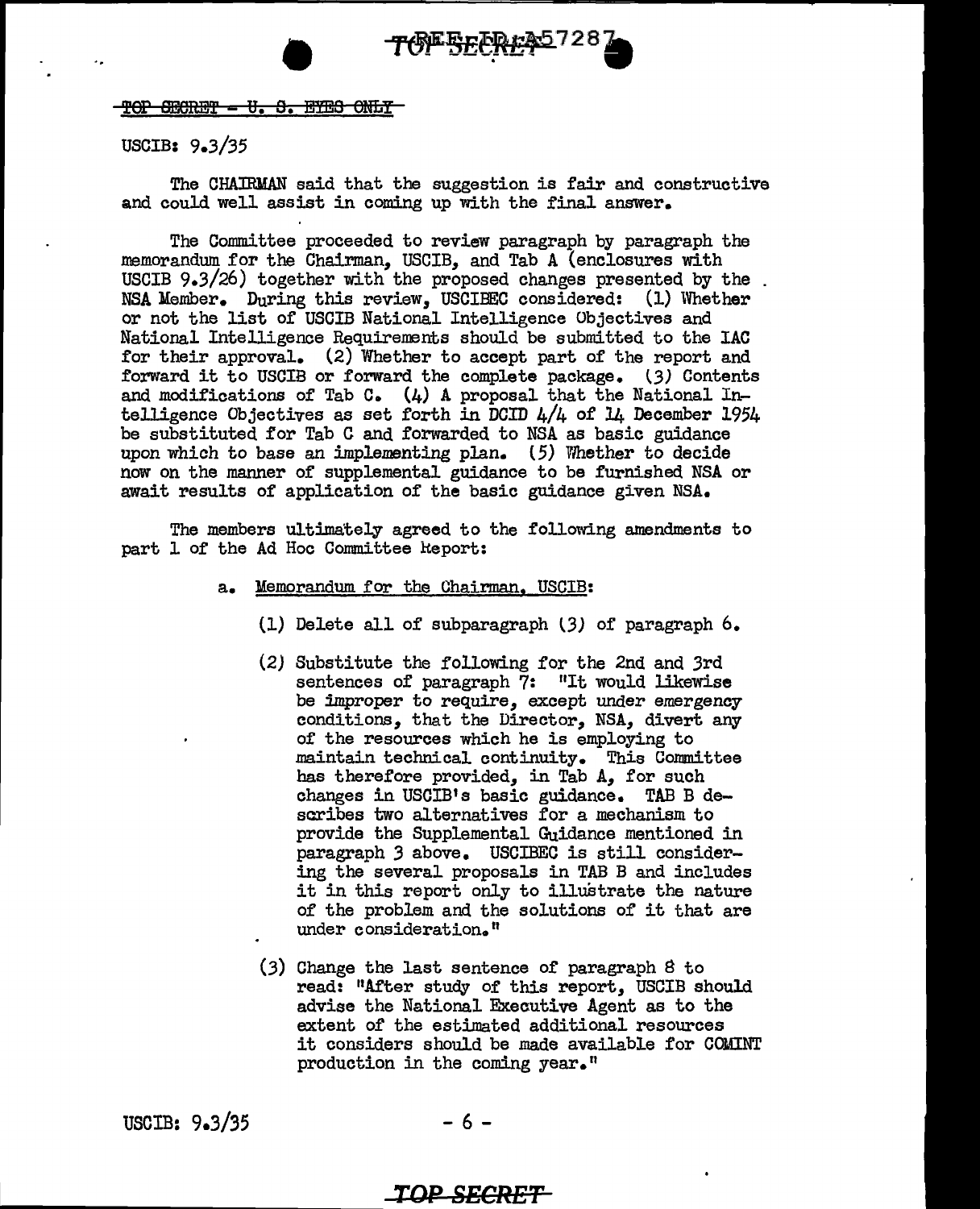TOP SECRET - U. S. EYES ONLY

USCIB: 9.3/35

The CHAIRMAN said that the suggestion is fair and constructive and could well assist in coming up with the final answer.

The Committee proceeded to review paragraph by paragraph the memorandum for the Chairman, USCIB, and Tab A (enclosures with USCIB 9.3/26) together with the proposed changes presented by the NSA Member. During this review, USCIBEC considered: (1) Whether or not the list of USCIB National Intelligence Objectives and National Intelligence Requirements should be submitted to the IAC for their approval. (2) Whether to accept part of the report and forward it to USCIB or forward the complete package. (3) Contents and modifications of Tab C. (4) A proposal that the National Intelligence Objectives as set forth in DCID 4/4 of 14 December 1954 be substituted for Tab C and forwarded to NSA as basic guidance upon which to base an implementing plan. (5) Whether to decide now on the manner of supplemental guidance to be furnished NSA or await results of application of the basic guidance given NSA.

The members ultimately agreed to the following amendments to part 1 of the Ad Hoc Committee Report:

a. Memorandum for the Chairman, USCIB:

   (1) Delete all of subparagraph (3) of paragraph 6.

   (2) Substitute the following for the 2nd and 3rd sentences of paragraph 7: "It would likewise be improper to require, except under emergency conditions, that the Director, NSA, divert any of the resources which he is employing to maintain technical continuity. This Committee has therefore provided, in Tab A, for such changes in USCIB's basic guidance. TAB B describes two alternatives for a mechanism to provide the Supplemental Guidance mentioned in paragraph 3 above. USCIBEC is still considering the several proposals in TAB B and includes it in this report only to illustrate the nature of the problem and the solutions of it that are under consideration."

   (3) Change the last sentence of paragraph 8 to read: "After study of this report, USCIB should advise the National Executive Agent as to the extent of the estimated additional resources it considers should be made available for COMINT production in the coming year."

USCIB: 9.3/35

TOP SECRET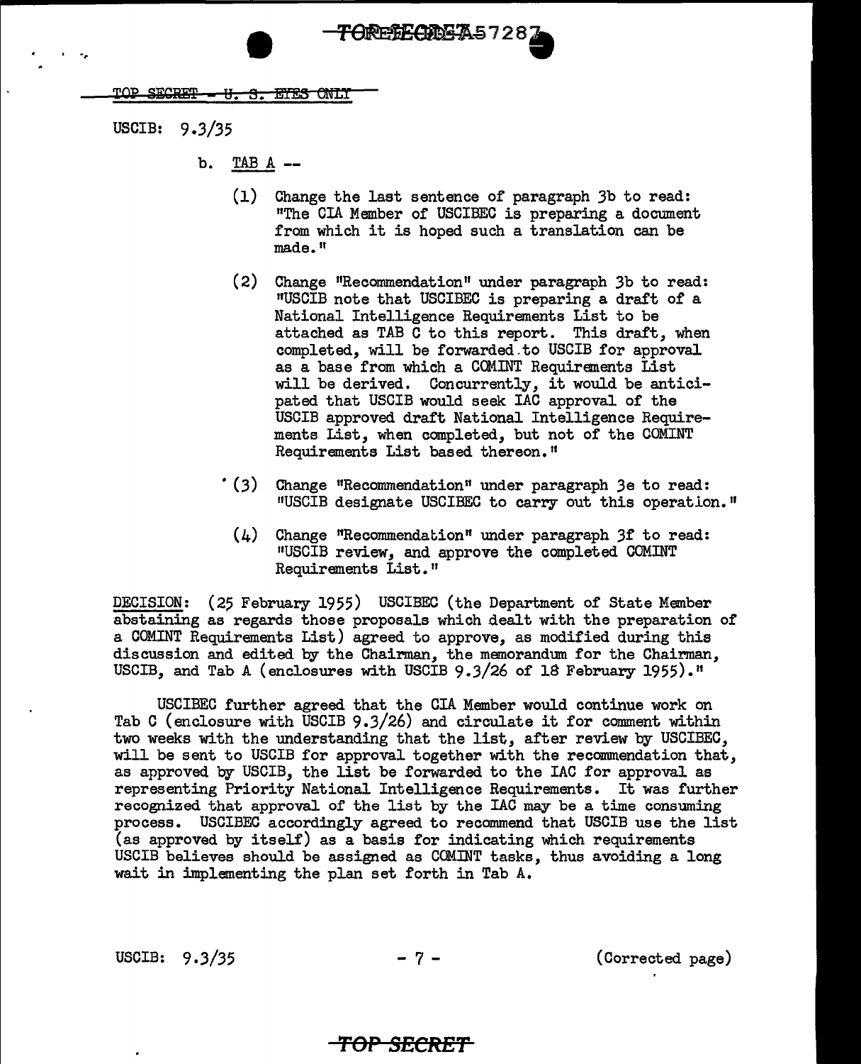TOP SECRET - U. S. EYES ONLY

USCIB: 9.3/35

b. TAB A --

(1) Change the last sentence of paragraph 3b to read: "The CIA Member of USCIBEC is preparing a document from which it is hoped such a translation can be made."

(2) Change "Recommendation" under paragraph 3b to read: "USCIB note that USCIBEC is preparing a draft of a National Intelligence Requirements List to be attached as TAB C to this report. This draft, when completed, will be forwarded to USCIB for approval as a base from which a COMINT Requirements List will be derived. Concurrently, it would be anticipated that USCIB would seek IAC approval of the USCIB approved draft National Intelligence Requirements List, when completed, but not of the COMINT Requirements List based thereon."

(3) Change "Recommendation" under paragraph 3e to read: "USCIB designate USCIBEC to carry out this operation."

(4) Change "Recommendation" under paragraph 3f to read: "USCIB review, and approve the completed COMINT Requirements List."

DECISION: (25 February 1955) USCIBEC (the Department of State Member abstaining as regards those proposals which dealt with the preparation of a COMINT Requirements List) agreed to approve, as modified during this discussion and edited by the Chairman, the memorandum for the Chairman, USCIB, and Tab A (enclosures with USCIB 9.3/26 of 18 February 1955)."

USCIBEC further agreed that the CIA Member would continue work on Tab C (enclosure with USCIB 9.3/26) and circulate it for comment within two weeks with the understanding that the list, after review by USCIBEC, will be sent to USCIB for approval together with the recommendation that, as approved by USCIB, the list be forwarded to the IAC for approval as representing Priority National Intelligence Requirements. It was further recognized that approval of the list by the IAC may be a time consuming process. USCIBEC accordingly agreed to recommend that USCIB use the list (as approved by itself) as a basis for indicating which requirements USCIB believes should be assigned as COMINT tasks, thus avoiding a long wait in implementing the plan set forth in Tab A.

USCIB: 9.3/35 (Corrected page)

TOP SECRET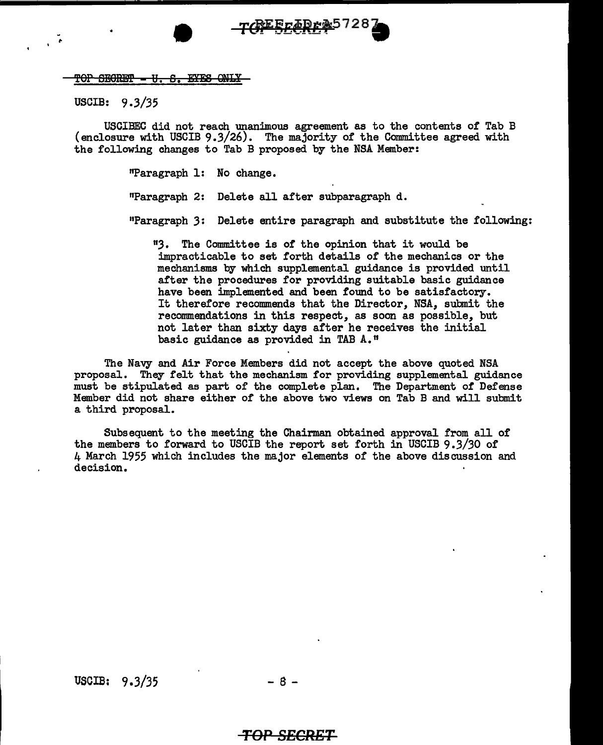~~TOP SECRET - U. S. EYES ONLY~~

USCIB: 9.3/35

USCIBEC did not reach unanimous agreement as to the contents of Tab B (enclosure with USCIB 9.3/26). The majority of the Committee agreed with the following changes to Tab B proposed by the NSA Member:

> "Paragraph 1: No change.
>
> "Paragraph 2: Delete all after subparagraph d.
>
> "Paragraph 3: Delete entire paragraph and substitute the following:
>
> "3. The Committee is of the opinion that it would be impracticable to set forth details of the mechanics or the mechanisms by which supplemental guidance is provided until after the procedures for providing suitable basic guidance have been implemented and been found to be satisfactory. It therefore recommends that the Director, NSA, submit the recommendations in this respect, as soon as possible, but not later than sixty days after he receives the initial basic guidance as provided in TAB A."

The Navy and Air Force Members did not accept the above quoted NSA proposal. They felt that the mechanism for providing supplemental guidance must be stipulated as part of the complete plan. The Department of Defense Member did not share either of the above two views on Tab B and will submit a third proposal.

Subsequent to the meeting the Chairman obtained approval from all of the members to forward to USCIB the report set forth in USCIB 9.3/30 of 4 March 1955 which includes the major elements of the above discussion and decision.

USCIB: 9.3/35